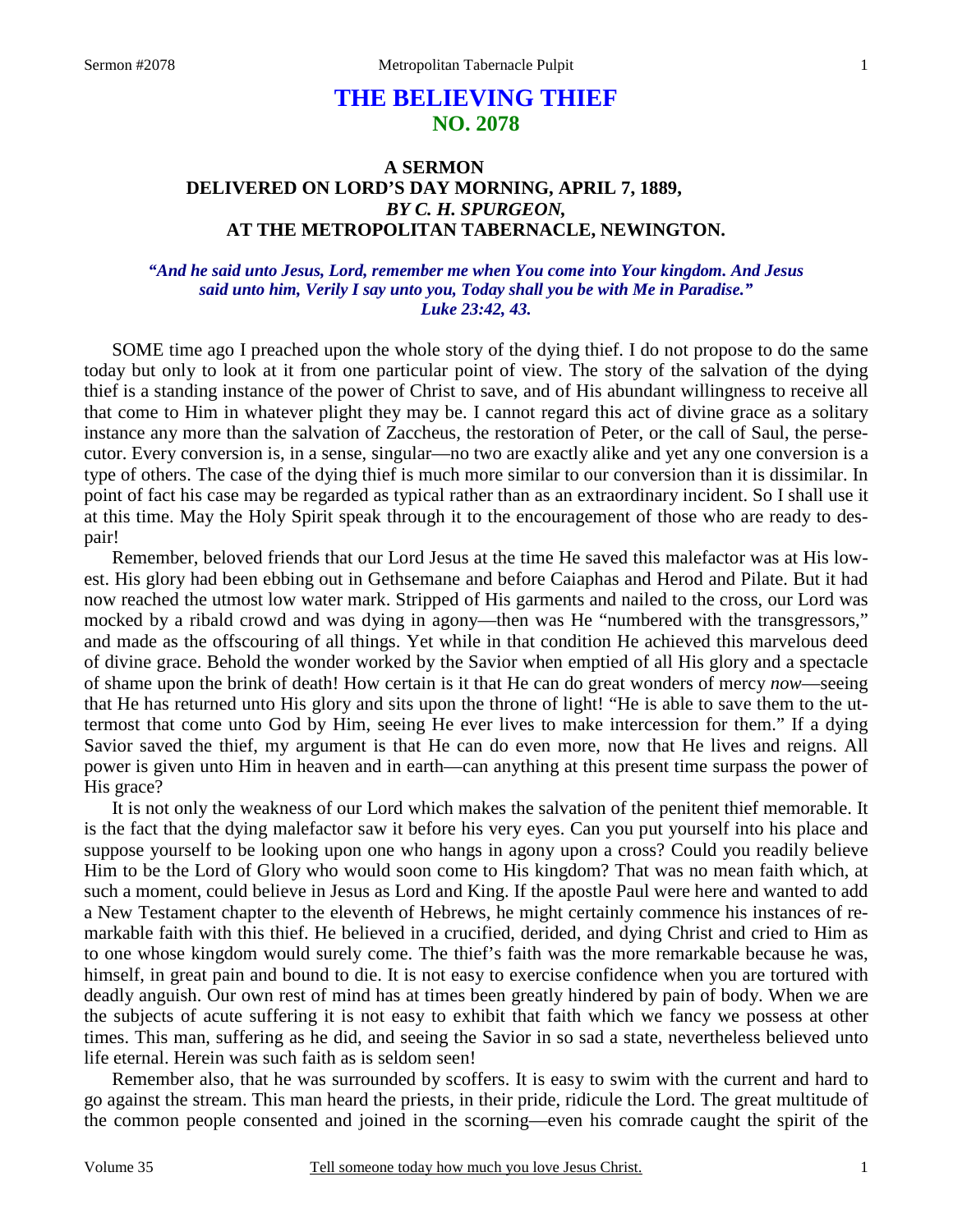# THE BELIEVING THIEF
## NO. 2078

### A SERMON
### DELIVERED ON LORD'S DAY MORNING, APRIL 7, 1889,
### *BY C. H. SPURGEON,*
### AT THE METROPOLITAN TABERNACLE, NEWINGTON.

***"And he said unto Jesus, Lord, remember me when You come into Your kingdom. And Jesus said unto him, Verily I say unto you, Today shall you be with Me in Paradise." Luke 23:42, 43.***

SOME time ago I preached upon the whole story of the dying thief. I do not propose to do the same today but only to look at it from one particular point of view. The story of the salvation of the dying thief is a standing instance of the power of Christ to save, and of His abundant willingness to receive all that come to Him in whatever plight they may be. I cannot regard this act of divine grace as a solitary instance any more than the salvation of Zaccheus, the restoration of Peter, or the call of Saul, the persecutor. Every conversion is, in a sense, singular—no two are exactly alike and yet any one conversion is a type of others. The case of the dying thief is much more similar to our conversion than it is dissimilar. In point of fact his case may be regarded as typical rather than as an extraordinary incident. So I shall use it at this time. May the Holy Spirit speak through it to the encouragement of those who are ready to despair!

Remember, beloved friends that our Lord Jesus at the time He saved this malefactor was at His lowest. His glory had been ebbing out in Gethsemane and before Caiaphas and Herod and Pilate. But it had now reached the utmost low water mark. Stripped of His garments and nailed to the cross, our Lord was mocked by a ribald crowd and was dying in agony—then was He "numbered with the transgressors," and made as the offscouring of all things. Yet while in that condition He achieved this marvelous deed of divine grace. Behold the wonder worked by the Savior when emptied of all His glory and a spectacle of shame upon the brink of death! How certain is it that He can do great wonders of mercy *now*—seeing that He has returned unto His glory and sits upon the throne of light! "He is able to save them to the uttermost that come unto God by Him, seeing He ever lives to make intercession for them." If a dying Savior saved the thief, my argument is that He can do even more, now that He lives and reigns. All power is given unto Him in heaven and in earth—can anything at this present time surpass the power of His grace?

It is not only the weakness of our Lord which makes the salvation of the penitent thief memorable. It is the fact that the dying malefactor saw it before his very eyes. Can you put yourself into his place and suppose yourself to be looking upon one who hangs in agony upon a cross? Could you readily believe Him to be the Lord of Glory who would soon come to His kingdom? That was no mean faith which, at such a moment, could believe in Jesus as Lord and King. If the apostle Paul were here and wanted to add a New Testament chapter to the eleventh of Hebrews, he might certainly commence his instances of remarkable faith with this thief. He believed in a crucified, derided, and dying Christ and cried to Him as to one whose kingdom would surely come. The thief's faith was the more remarkable because he was, himself, in great pain and bound to die. It is not easy to exercise confidence when you are tortured with deadly anguish. Our own rest of mind has at times been greatly hindered by pain of body. When we are the subjects of acute suffering it is not easy to exhibit that faith which we fancy we possess at other times. This man, suffering as he did, and seeing the Savior in so sad a state, nevertheless believed unto life eternal. Herein was such faith as is seldom seen!

Remember also, that he was surrounded by scoffers. It is easy to swim with the current and hard to go against the stream. This man heard the priests, in their pride, ridicule the Lord. The great multitude of the common people consented and joined in the scorning—even his comrade caught the spirit of the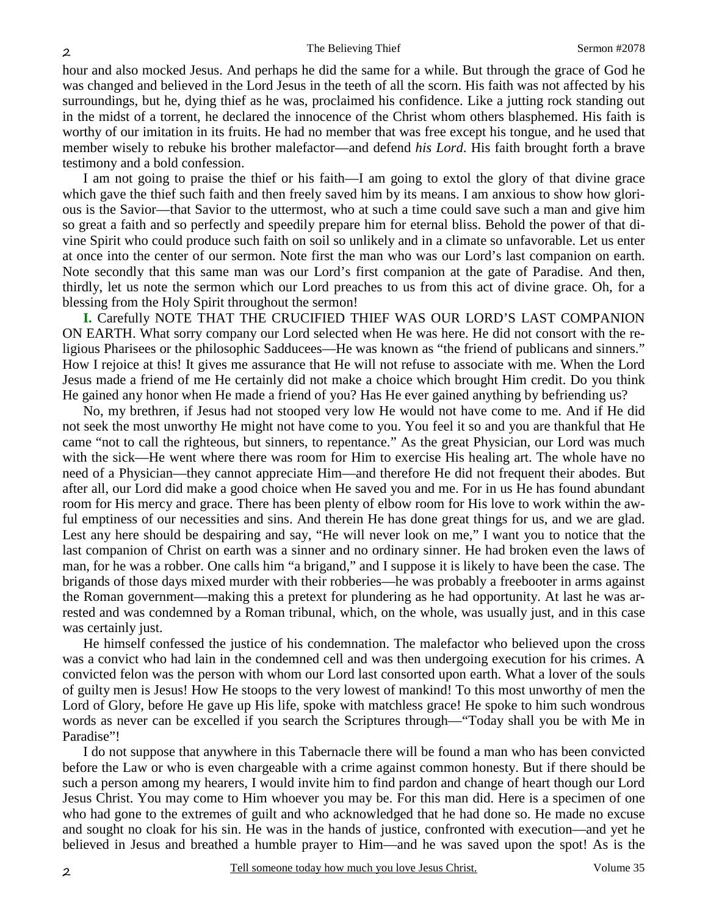hour and also mocked Jesus. And perhaps he did the same for a while. But through the grace of God he was changed and believed in the Lord Jesus in the teeth of all the scorn. His faith was not affected by his surroundings, but he, dying thief as he was, proclaimed his confidence. Like a jutting rock standing out in the midst of a torrent, he declared the innocence of the Christ whom others blasphemed. His faith is worthy of our imitation in its fruits. He had no member that was free except his tongue, and he used that member wisely to rebuke his brother malefactor—and defend *his Lord*. His faith brought forth a brave testimony and a bold confession.

I am not going to praise the thief or his faith—I am going to extol the glory of that divine grace which gave the thief such faith and then freely saved him by its means. I am anxious to show how glorious is the Savior—that Savior to the uttermost, who at such a time could save such a man and give him so great a faith and so perfectly and speedily prepare him for eternal bliss. Behold the power of that divine Spirit who could produce such faith on soil so unlikely and in a climate so unfavorable. Let us enter at once into the center of our sermon. Note first the man who was our Lord's last companion on earth. Note secondly that this same man was our Lord's first companion at the gate of Paradise. And then, thirdly, let us note the sermon which our Lord preaches to us from this act of divine grace. Oh, for a blessing from the Holy Spirit throughout the sermon!

**I.** Carefully NOTE THAT THE CRUCIFIED THIEF WAS OUR LORD'S LAST COMPANION ON EARTH. What sorry company our Lord selected when He was here. He did not consort with the religious Pharisees or the philosophic Sadducees—He was known as "the friend of publicans and sinners." How I rejoice at this! It gives me assurance that He will not refuse to associate with me. When the Lord Jesus made a friend of me He certainly did not make a choice which brought Him credit. Do you think He gained any honor when He made a friend of you? Has He ever gained anything by befriending us?

No, my brethren, if Jesus had not stooped very low He would not have come to me. And if He did not seek the most unworthy He might not have come to you. You feel it so and you are thankful that He came "not to call the righteous, but sinners, to repentance." As the great Physician, our Lord was much with the sick—He went where there was room for Him to exercise His healing art. The whole have no need of a Physician—they cannot appreciate Him—and therefore He did not frequent their abodes. But after all, our Lord did make a good choice when He saved you and me. For in us He has found abundant room for His mercy and grace. There has been plenty of elbow room for His love to work within the awful emptiness of our necessities and sins. And therein He has done great things for us, and we are glad. Lest any here should be despairing and say, "He will never look on me," I want you to notice that the last companion of Christ on earth was a sinner and no ordinary sinner. He had broken even the laws of man, for he was a robber. One calls him "a brigand," and I suppose it is likely to have been the case. The brigands of those days mixed murder with their robberies—he was probably a freebooter in arms against the Roman government—making this a pretext for plundering as he had opportunity. At last he was arrested and was condemned by a Roman tribunal, which, on the whole, was usually just, and in this case was certainly just.

He himself confessed the justice of his condemnation. The malefactor who believed upon the cross was a convict who had lain in the condemned cell and was then undergoing execution for his crimes. A convicted felon was the person with whom our Lord last consorted upon earth. What a lover of the souls of guilty men is Jesus! How He stoops to the very lowest of mankind! To this most unworthy of men the Lord of Glory, before He gave up His life, spoke with matchless grace! He spoke to him such wondrous words as never can be excelled if you search the Scriptures through—"Today shall you be with Me in Paradise"!

I do not suppose that anywhere in this Tabernacle there will be found a man who has been convicted before the Law or who is even chargeable with a crime against common honesty. But if there should be such a person among my hearers, I would invite him to find pardon and change of heart though our Lord Jesus Christ. You may come to Him whoever you may be. For this man did. Here is a specimen of one who had gone to the extremes of guilt and who acknowledged that he had done so. He made no excuse and sought no cloak for his sin. He was in the hands of justice, confronted with execution—and yet he believed in Jesus and breathed a humble prayer to Him—and he was saved upon the spot! As is the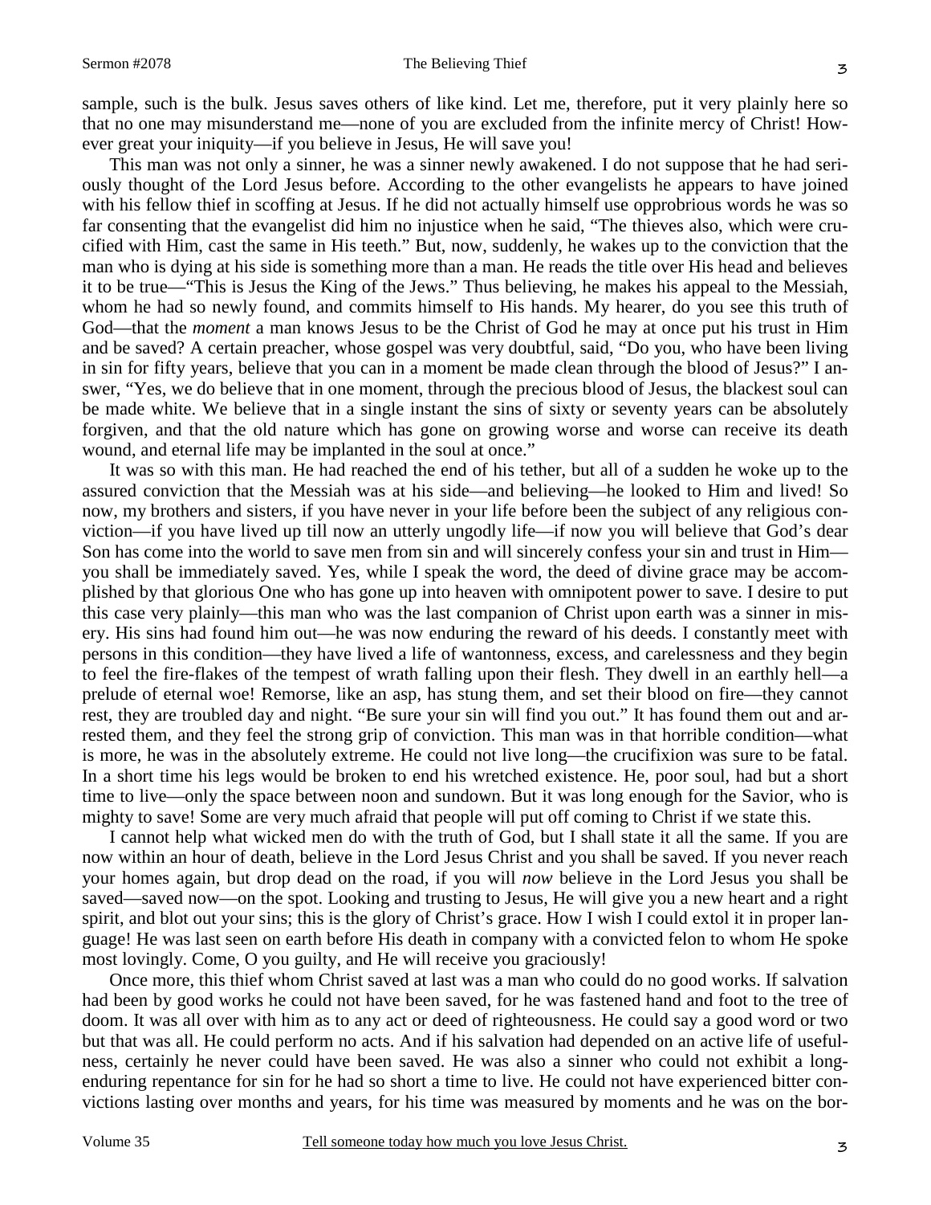sample, such is the bulk. Jesus saves others of like kind. Let me, therefore, put it very plainly here so that no one may misunderstand me—none of you are excluded from the infinite mercy of Christ! However great your iniquity—if you believe in Jesus, He will save you!

This man was not only a sinner, he was a sinner newly awakened. I do not suppose that he had seriously thought of the Lord Jesus before. According to the other evangelists he appears to have joined with his fellow thief in scoffing at Jesus. If he did not actually himself use opprobrious words he was so far consenting that the evangelist did him no injustice when he said, "The thieves also, which were crucified with Him, cast the same in His teeth." But, now, suddenly, he wakes up to the conviction that the man who is dying at his side is something more than a man. He reads the title over His head and believes it to be true—"This is Jesus the King of the Jews." Thus believing, he makes his appeal to the Messiah, whom he had so newly found, and commits himself to His hands. My hearer, do you see this truth of God—that the *moment* a man knows Jesus to be the Christ of God he may at once put his trust in Him and be saved? A certain preacher, whose gospel was very doubtful, said, "Do you, who have been living in sin for fifty years, believe that you can in a moment be made clean through the blood of Jesus?" I answer, "Yes, we do believe that in one moment, through the precious blood of Jesus, the blackest soul can be made white. We believe that in a single instant the sins of sixty or seventy years can be absolutely forgiven, and that the old nature which has gone on growing worse and worse can receive its death wound, and eternal life may be implanted in the soul at once."

It was so with this man. He had reached the end of his tether, but all of a sudden he woke up to the assured conviction that the Messiah was at his side—and believing—he looked to Him and lived! So now, my brothers and sisters, if you have never in your life before been the subject of any religious conviction—if you have lived up till now an utterly ungodly life—if now you will believe that God's dear Son has come into the world to save men from sin and will sincerely confess your sin and trust in Him—you shall be immediately saved. Yes, while I speak the word, the deed of divine grace may be accomplished by that glorious One who has gone up into heaven with omnipotent power to save. I desire to put this case very plainly—this man who was the last companion of Christ upon earth was a sinner in misery. His sins had found him out—he was now enduring the reward of his deeds. I constantly meet with persons in this condition—they have lived a life of wantonness, excess, and carelessness and they begin to feel the fire-flakes of the tempest of wrath falling upon their flesh. They dwell in an earthly hell—a prelude of eternal woe! Remorse, like an asp, has stung them, and set their blood on fire—they cannot rest, they are troubled day and night. "Be sure your sin will find you out." It has found them out and arrested them, and they feel the strong grip of conviction. This man was in that horrible condition—what is more, he was in the absolutely extreme. He could not live long—the crucifixion was sure to be fatal. In a short time his legs would be broken to end his wretched existence. He, poor soul, had but a short time to live—only the space between noon and sundown. But it was long enough for the Savior, who is mighty to save! Some are very much afraid that people will put off coming to Christ if we state this.

I cannot help what wicked men do with the truth of God, but I shall state it all the same. If you are now within an hour of death, believe in the Lord Jesus Christ and you shall be saved. If you never reach your homes again, but drop dead on the road, if you will *now* believe in the Lord Jesus you shall be saved—saved now—on the spot. Looking and trusting to Jesus, He will give you a new heart and a right spirit, and blot out your sins; this is the glory of Christ's grace. How I wish I could extol it in proper language! He was last seen on earth before His death in company with a convicted felon to whom He spoke most lovingly. Come, O you guilty, and He will receive you graciously!

Once more, this thief whom Christ saved at last was a man who could do no good works. If salvation had been by good works he could not have been saved, for he was fastened hand and foot to the tree of doom. It was all over with him as to any act or deed of righteousness. He could say a good word or two but that was all. He could perform no acts. And if his salvation had depended on an active life of usefulness, certainly he never could have been saved. He was also a sinner who could not exhibit a long-enduring repentance for sin for he had so short a time to live. He could not have experienced bitter convictions lasting over months and years, for his time was measured by moments and he was on the bor-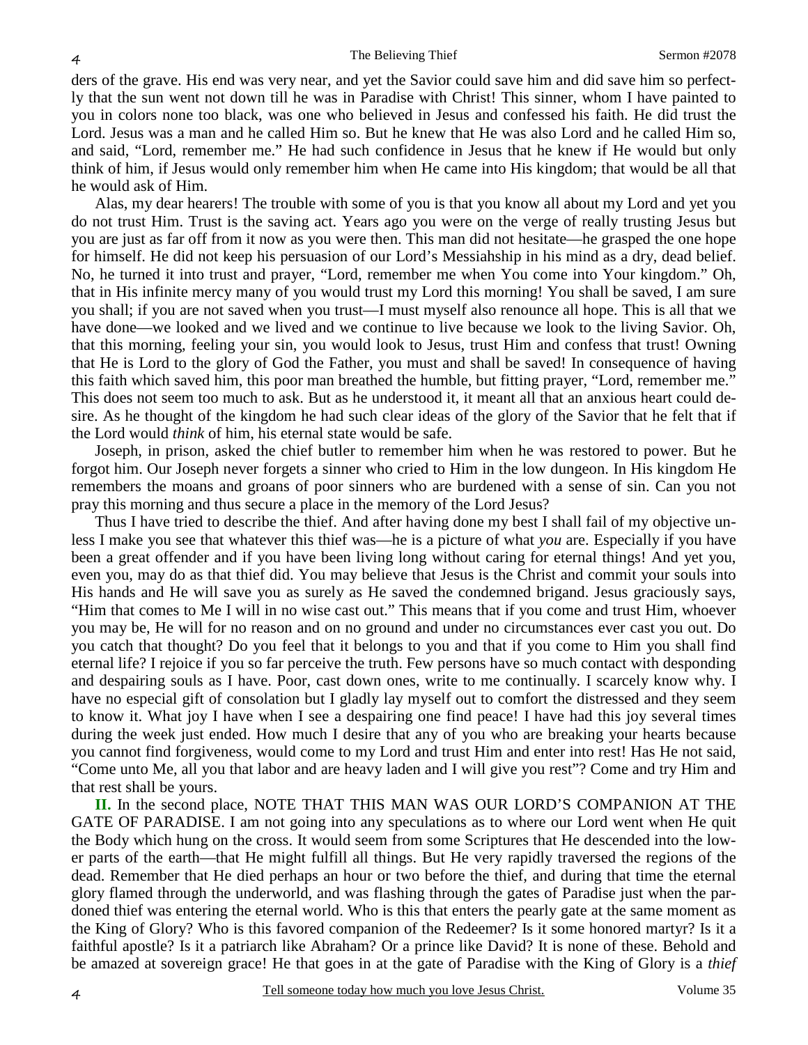ders of the grave. His end was very near, and yet the Savior could save him and did save him so perfectly that the sun went not down till he was in Paradise with Christ! This sinner, whom I have painted to you in colors none too black, was one who believed in Jesus and confessed his faith. He did trust the Lord. Jesus was a man and he called Him so. But he knew that He was also Lord and he called Him so, and said, "Lord, remember me." He had such confidence in Jesus that he knew if He would but only think of him, if Jesus would only remember him when He came into His kingdom; that would be all that he would ask of Him.

Alas, my dear hearers! The trouble with some of you is that you know all about my Lord and yet you do not trust Him. Trust is the saving act. Years ago you were on the verge of really trusting Jesus but you are just as far off from it now as you were then. This man did not hesitate—he grasped the one hope for himself. He did not keep his persuasion of our Lord's Messiahship in his mind as a dry, dead belief. No, he turned it into trust and prayer, "Lord, remember me when You come into Your kingdom." Oh, that in His infinite mercy many of you would trust my Lord this morning! You shall be saved, I am sure you shall; if you are not saved when you trust—I must myself also renounce all hope. This is all that we have done—we looked and we lived and we continue to live because we look to the living Savior. Oh, that this morning, feeling your sin, you would look to Jesus, trust Him and confess that trust! Owning that He is Lord to the glory of God the Father, you must and shall be saved! In consequence of having this faith which saved him, this poor man breathed the humble, but fitting prayer, "Lord, remember me." This does not seem too much to ask. But as he understood it, it meant all that an anxious heart could desire. As he thought of the kingdom he had such clear ideas of the glory of the Savior that he felt that if the Lord would *think* of him, his eternal state would be safe.

Joseph, in prison, asked the chief butler to remember him when he was restored to power. But he forgot him. Our Joseph never forgets a sinner who cried to Him in the low dungeon. In His kingdom He remembers the moans and groans of poor sinners who are burdened with a sense of sin. Can you not pray this morning and thus secure a place in the memory of the Lord Jesus?

Thus I have tried to describe the thief. And after having done my best I shall fail of my objective unless I make you see that whatever this thief was—he is a picture of what *you* are. Especially if you have been a great offender and if you have been living long without caring for eternal things! And yet you, even you, may do as that thief did. You may believe that Jesus is the Christ and commit your souls into His hands and He will save you as surely as He saved the condemned brigand. Jesus graciously says, "Him that comes to Me I will in no wise cast out." This means that if you come and trust Him, whoever you may be, He will for no reason and on no ground and under no circumstances ever cast you out. Do you catch that thought? Do you feel that it belongs to you and that if you come to Him you shall find eternal life? I rejoice if you so far perceive the truth. Few persons have so much contact with desponding and despairing souls as I have. Poor, cast down ones, write to me continually. I scarcely know why. I have no especial gift of consolation but I gladly lay myself out to comfort the distressed and they seem to know it. What joy I have when I see a despairing one find peace! I have had this joy several times during the week just ended. How much I desire that any of you who are breaking your hearts because you cannot find forgiveness, would come to my Lord and trust Him and enter into rest! Has He not said, "Come unto Me, all you that labor and are heavy laden and I will give you rest"? Come and try Him and that rest shall be yours.

**II.** In the second place, NOTE THAT THIS MAN WAS OUR LORD'S COMPANION AT THE GATE OF PARADISE. I am not going into any speculations as to where our Lord went when He quit the Body which hung on the cross. It would seem from some Scriptures that He descended into the lower parts of the earth—that He might fulfill all things. But He very rapidly traversed the regions of the dead. Remember that He died perhaps an hour or two before the thief, and during that time the eternal glory flamed through the underworld, and was flashing through the gates of Paradise just when the pardoned thief was entering the eternal world. Who is this that enters the pearly gate at the same moment as the King of Glory? Who is this favored companion of the Redeemer? Is it some honored martyr? Is it a faithful apostle? Is it a patriarch like Abraham? Or a prince like David? It is none of these. Behold and be amazed at sovereign grace! He that goes in at the gate of Paradise with the King of Glory is a *thief*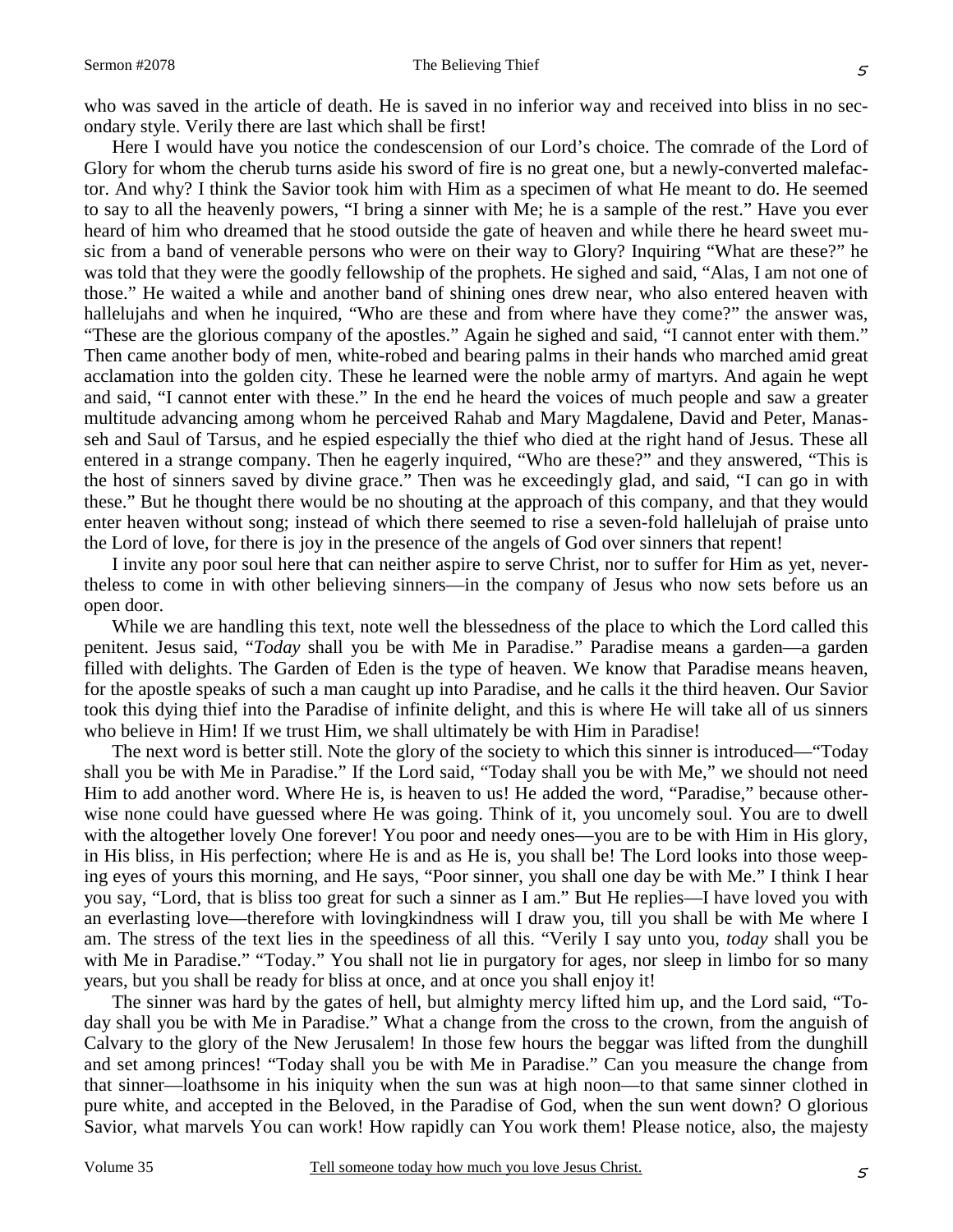who was saved in the article of death. He is saved in no inferior way and received into bliss in no secondary style. Verily there are last which shall be first!

Here I would have you notice the condescension of our Lord's choice. The comrade of the Lord of Glory for whom the cherub turns aside his sword of fire is no great one, but a newly-converted malefactor. And why? I think the Savior took him with Him as a specimen of what He meant to do. He seemed to say to all the heavenly powers, "I bring a sinner with Me; he is a sample of the rest." Have you ever heard of him who dreamed that he stood outside the gate of heaven and while there he heard sweet music from a band of venerable persons who were on their way to Glory? Inquiring "What are these?" he was told that they were the goodly fellowship of the prophets. He sighed and said, "Alas, I am not one of those." He waited a while and another band of shining ones drew near, who also entered heaven with hallelujahs and when he inquired, "Who are these and from where have they come?" the answer was, "These are the glorious company of the apostles." Again he sighed and said, "I cannot enter with them." Then came another body of men, white-robed and bearing palms in their hands who marched amid great acclamation into the golden city. These he learned were the noble army of martyrs. And again he wept and said, "I cannot enter with these." In the end he heard the voices of much people and saw a greater multitude advancing among whom he perceived Rahab and Mary Magdalene, David and Peter, Manasseh and Saul of Tarsus, and he espied especially the thief who died at the right hand of Jesus. These all entered in a strange company. Then he eagerly inquired, "Who are these?" and they answered, "This is the host of sinners saved by divine grace." Then was he exceedingly glad, and said, "I can go in with these." But he thought there would be no shouting at the approach of this company, and that they would enter heaven without song; instead of which there seemed to rise a seven-fold hallelujah of praise unto the Lord of love, for there is joy in the presence of the angels of God over sinners that repent!

I invite any poor soul here that can neither aspire to serve Christ, nor to suffer for Him as yet, nevertheless to come in with other believing sinners—in the company of Jesus who now sets before us an open door.

While we are handling this text, note well the blessedness of the place to which the Lord called this penitent. Jesus said, "*Today* shall you be with Me in Paradise." Paradise means a garden—a garden filled with delights. The Garden of Eden is the type of heaven. We know that Paradise means heaven, for the apostle speaks of such a man caught up into Paradise, and he calls it the third heaven. Our Savior took this dying thief into the Paradise of infinite delight, and this is where He will take all of us sinners who believe in Him! If we trust Him, we shall ultimately be with Him in Paradise!

The next word is better still. Note the glory of the society to which this sinner is introduced—"Today shall you be with Me in Paradise." If the Lord said, "Today shall you be with Me," we should not need Him to add another word. Where He is, is heaven to us! He added the word, "Paradise," because otherwise none could have guessed where He was going. Think of it, you uncomely soul. You are to dwell with the altogether lovely One forever! You poor and needy ones—you are to be with Him in His glory, in His bliss, in His perfection; where He is and as He is, you shall be! The Lord looks into those weeping eyes of yours this morning, and He says, "Poor sinner, you shall one day be with Me." I think I hear you say, "Lord, that is bliss too great for such a sinner as I am." But He replies—I have loved you with an everlasting love—therefore with lovingkindness will I draw you, till you shall be with Me where I am. The stress of the text lies in the speediness of all this. "Verily I say unto you, *today* shall you be with Me in Paradise." "Today." You shall not lie in purgatory for ages, nor sleep in limbo for so many years, but you shall be ready for bliss at once, and at once you shall enjoy it!

The sinner was hard by the gates of hell, but almighty mercy lifted him up, and the Lord said, "Today shall you be with Me in Paradise." What a change from the cross to the crown, from the anguish of Calvary to the glory of the New Jerusalem! In those few hours the beggar was lifted from the dunghill and set among princes! "Today shall you be with Me in Paradise." Can you measure the change from that sinner—loathsome in his iniquity when the sun was at high noon—to that same sinner clothed in pure white, and accepted in the Beloved, in the Paradise of God, when the sun went down? O glorious Savior, what marvels You can work! How rapidly can You work them! Please notice, also, the majesty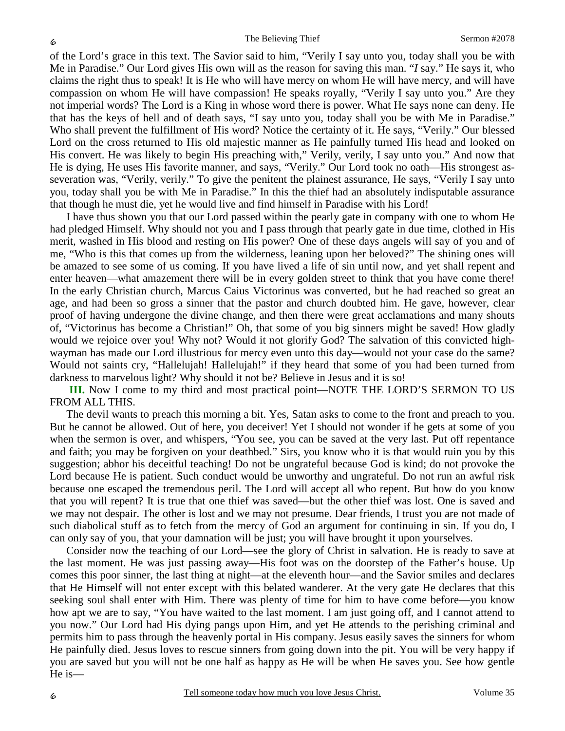of the Lord's grace in this text. The Savior said to him, "Verily I say unto you, today shall you be with Me in Paradise." Our Lord gives His own will as the reason for saving this man. "*I* say." He says it, who claims the right thus to speak! It is He who will have mercy on whom He will have mercy, and will have compassion on whom He will have compassion! He speaks royally, "Verily I say unto you." Are they not imperial words? The Lord is a King in whose word there is power. What He says none can deny. He that has the keys of hell and of death says, "I say unto you, today shall you be with Me in Paradise." Who shall prevent the fulfillment of His word? Notice the certainty of it. He says, "Verily." Our blessed Lord on the cross returned to His old majestic manner as He painfully turned His head and looked on His convert. He was likely to begin His preaching with," Verily, verily, I say unto you." And now that He is dying, He uses His favorite manner, and says, "Verily." Our Lord took no oath—His strongest asseveration was, "Verily, verily." To give the penitent the plainest assurance, He says, "Verily I say unto you, today shall you be with Me in Paradise." In this the thief had an absolutely indisputable assurance that though he must die, yet he would live and find himself in Paradise with his Lord!

I have thus shown you that our Lord passed within the pearly gate in company with one to whom He had pledged Himself. Why should not you and I pass through that pearly gate in due time, clothed in His merit, washed in His blood and resting on His power? One of these days angels will say of you and of me, "Who is this that comes up from the wilderness, leaning upon her beloved?" The shining ones will be amazed to see some of us coming. If you have lived a life of sin until now, and yet shall repent and enter heaven—what amazement there will be in every golden street to think that you have come there! In the early Christian church, Marcus Caius Victorinus was converted, but he had reached so great an age, and had been so gross a sinner that the pastor and church doubted him. He gave, however, clear proof of having undergone the divine change, and then there were great acclamations and many shouts of, "Victorinus has become a Christian!" Oh, that some of you big sinners might be saved! How gladly would we rejoice over you! Why not? Would it not glorify God? The salvation of this convicted highwayman has made our Lord illustrious for mercy even unto this day—would not your case do the same? Would not saints cry, "Hallelujah! Hallelujah!" if they heard that some of you had been turned from darkness to marvelous light? Why should it not be? Believe in Jesus and it is so!

**III.** Now I come to my third and most practical point—NOTE THE LORD'S SERMON TO US FROM ALL THIS.

The devil wants to preach this morning a bit. Yes, Satan asks to come to the front and preach to you. But he cannot be allowed. Out of here, you deceiver! Yet I should not wonder if he gets at some of you when the sermon is over, and whispers, "You see, you can be saved at the very last. Put off repentance and faith; you may be forgiven on your deathbed." Sirs, you know who it is that would ruin you by this suggestion; abhor his deceitful teaching! Do not be ungrateful because God is kind; do not provoke the Lord because He is patient. Such conduct would be unworthy and ungrateful. Do not run an awful risk because one escaped the tremendous peril. The Lord will accept all who repent. But how do you know that you will repent? It is true that one thief was saved—but the other thief was lost. One is saved and we may not despair. The other is lost and we may not presume. Dear friends, I trust you are not made of such diabolical stuff as to fetch from the mercy of God an argument for continuing in sin. If you do, I can only say of you, that your damnation will be just; you will have brought it upon yourselves.

Consider now the teaching of our Lord—see the glory of Christ in salvation. He is ready to save at the last moment. He was just passing away—His foot was on the doorstep of the Father's house. Up comes this poor sinner, the last thing at night—at the eleventh hour—and the Savior smiles and declares that He Himself will not enter except with this belated wanderer. At the very gate He declares that this seeking soul shall enter with Him. There was plenty of time for him to have come before—you know how apt we are to say, "You have waited to the last moment. I am just going off, and I cannot attend to you now." Our Lord had His dying pangs upon Him, and yet He attends to the perishing criminal and permits him to pass through the heavenly portal in His company. Jesus easily saves the sinners for whom He painfully died. Jesus loves to rescue sinners from going down into the pit. You will be very happy if you are saved but you will not be one half as happy as He will be when He saves you. See how gentle He is—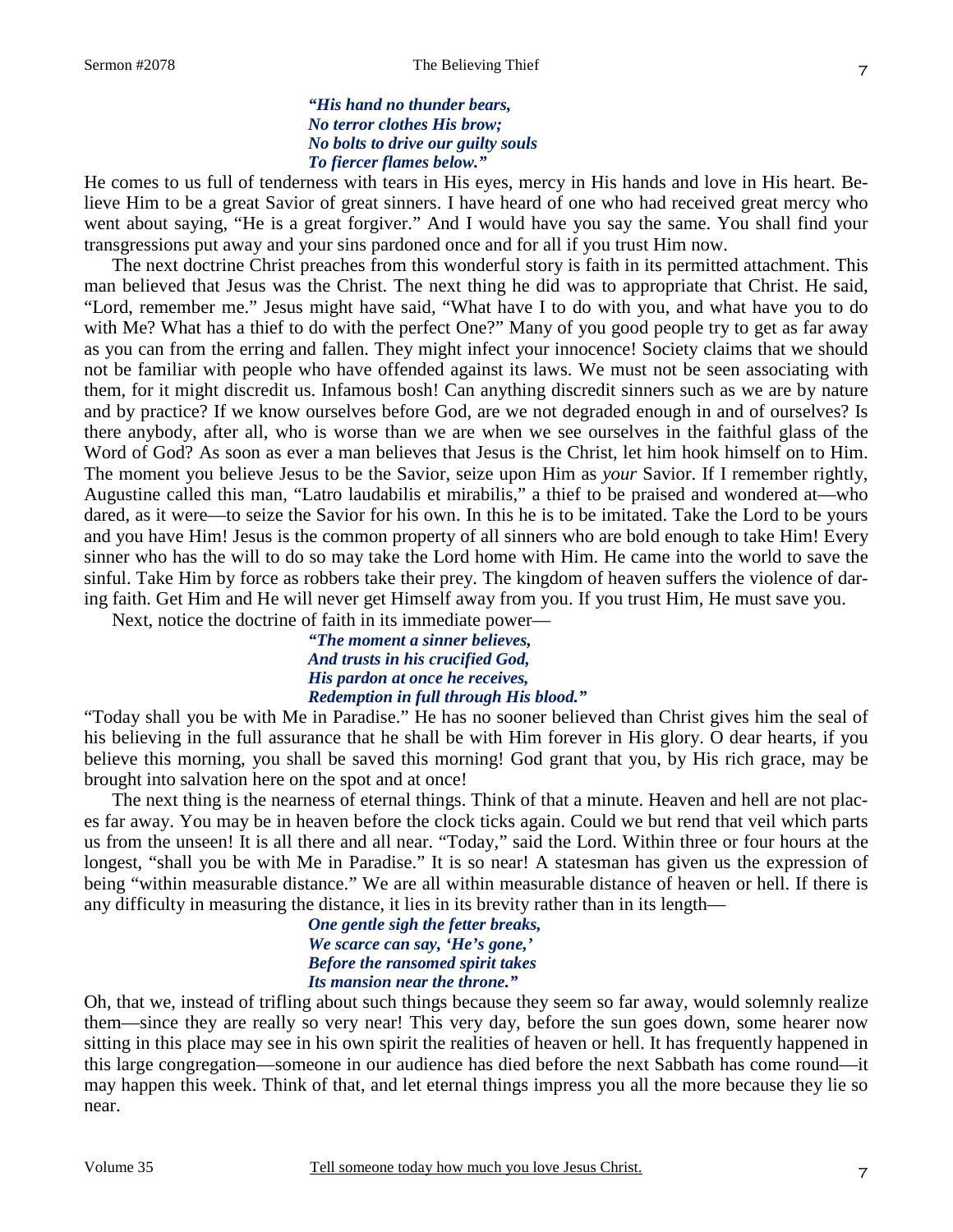*"His hand no thunder bears,*
*No terror clothes His brow;*
*No bolts to drive our guilty souls*
*To fiercer flames below."*

He comes to us full of tenderness with tears in His eyes, mercy in His hands and love in His heart. Believe Him to be a great Savior of great sinners. I have heard of one who had received great mercy who went about saying, "He is a great forgiver." And I would have you say the same. You shall find your transgressions put away and your sins pardoned once and for all if you trust Him now.

The next doctrine Christ preaches from this wonderful story is faith in its permitted attachment. This man believed that Jesus was the Christ. The next thing he did was to appropriate that Christ. He said, "Lord, remember me." Jesus might have said, "What have I to do with you, and what have you to do with Me? What has a thief to do with the perfect One?" Many of you good people try to get as far away as you can from the erring and fallen. They might infect your innocence! Society claims that we should not be familiar with people who have offended against its laws. We must not be seen associating with them, for it might discredit us. Infamous bosh! Can anything discredit sinners such as we are by nature and by practice? If we know ourselves before God, are we not degraded enough in and of ourselves? Is there anybody, after all, who is worse than we are when we see ourselves in the faithful glass of the Word of God? As soon as ever a man believes that Jesus is the Christ, let him hook himself on to Him. The moment you believe Jesus to be the Savior, seize upon Him as *your* Savior. If I remember rightly, Augustine called this man, "Latro laudabilis et mirabilis," a thief to be praised and wondered at—who dared, as it were—to seize the Savior for his own. In this he is to be imitated. Take the Lord to be yours and you have Him! Jesus is the common property of all sinners who are bold enough to take Him! Every sinner who has the will to do so may take the Lord home with Him. He came into the world to save the sinful. Take Him by force as robbers take their prey. The kingdom of heaven suffers the violence of daring faith. Get Him and He will never get Himself away from you. If you trust Him, He must save you.

Next, notice the doctrine of faith in its immediate power—

*"The moment a sinner believes,*
*And trusts in his crucified God,*
*His pardon at once he receives,*
*Redemption in full through His blood."*

"Today shall you be with Me in Paradise." He has no sooner believed than Christ gives him the seal of his believing in the full assurance that he shall be with Him forever in His glory. O dear hearts, if you believe this morning, you shall be saved this morning! God grant that you, by His rich grace, may be brought into salvation here on the spot and at once!

The next thing is the nearness of eternal things. Think of that a minute. Heaven and hell are not places far away. You may be in heaven before the clock ticks again. Could we but rend that veil which parts us from the unseen! It is all there and all near. "Today," said the Lord. Within three or four hours at the longest, "shall you be with Me in Paradise." It is so near! A statesman has given us the expression of being "within measurable distance." We are all within measurable distance of heaven or hell. If there is any difficulty in measuring the distance, it lies in its brevity rather than in its length—

*One gentle sigh the fetter breaks,*
*We scarce can say, 'He's gone,'*
*Before the ransomed spirit takes*
*Its mansion near the throne."*

Oh, that we, instead of trifling about such things because they seem so far away, would solemnly realize them—since they are really so very near! This very day, before the sun goes down, some hearer now sitting in this place may see in his own spirit the realities of heaven or hell. It has frequently happened in this large congregation—someone in our audience has died before the next Sabbath has come round—it may happen this week. Think of that, and let eternal things impress you all the more because they lie so near.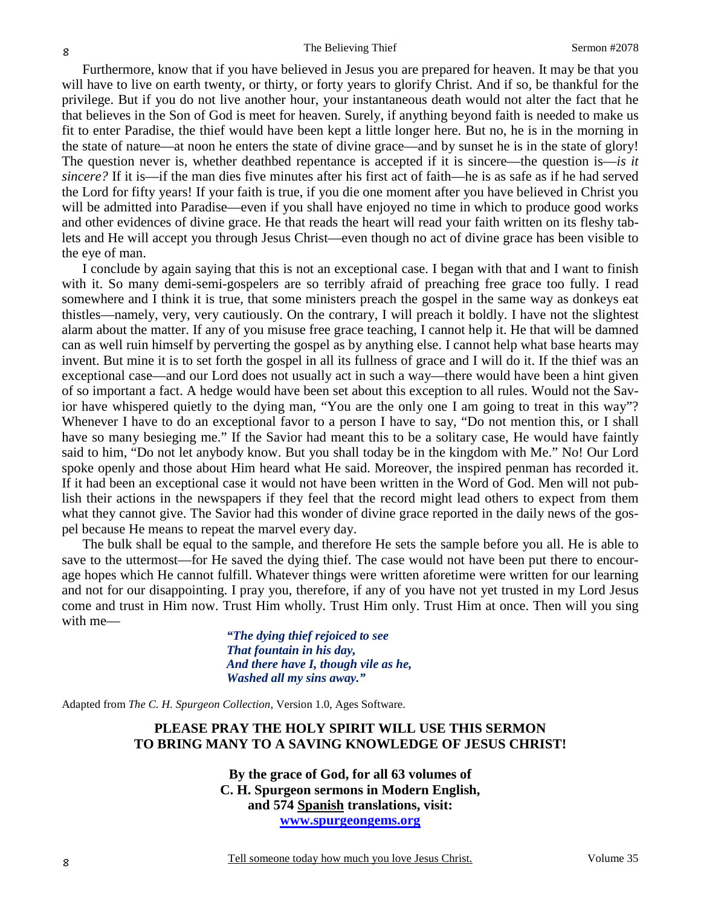Furthermore, know that if you have believed in Jesus you are prepared for heaven. It may be that you will have to live on earth twenty, or thirty, or forty years to glorify Christ. And if so, be thankful for the privilege. But if you do not live another hour, your instantaneous death would not alter the fact that he that believes in the Son of God is meet for heaven. Surely, if anything beyond faith is needed to make us fit to enter Paradise, the thief would have been kept a little longer here. But no, he is in the morning in the state of nature—at noon he enters the state of divine grace—and by sunset he is in the state of glory! The question never is, whether deathbed repentance is accepted if it is sincere—the question is—*is it sincere?* If it is—if the man dies five minutes after his first act of faith—he is as safe as if he had served the Lord for fifty years! If your faith is true, if you die one moment after you have believed in Christ you will be admitted into Paradise—even if you shall have enjoyed no time in which to produce good works and other evidences of divine grace. He that reads the heart will read your faith written on its fleshy tablets and He will accept you through Jesus Christ—even though no act of divine grace has been visible to the eye of man.

I conclude by again saying that this is not an exceptional case. I began with that and I want to finish with it. So many demi-semi-gospelers are so terribly afraid of preaching free grace too fully. I read somewhere and I think it is true, that some ministers preach the gospel in the same way as donkeys eat thistles—namely, very, very cautiously. On the contrary, I will preach it boldly. I have not the slightest alarm about the matter. If any of you misuse free grace teaching, I cannot help it. He that will be damned can as well ruin himself by perverting the gospel as by anything else. I cannot help what base hearts may invent. But mine it is to set forth the gospel in all its fullness of grace and I will do it. If the thief was an exceptional case—and our Lord does not usually act in such a way—there would have been a hint given of so important a fact. A hedge would have been set about this exception to all rules. Would not the Savior have whispered quietly to the dying man, "You are the only one I am going to treat in this way"? Whenever I have to do an exceptional favor to a person I have to say, "Do not mention this, or I shall have so many besieging me." If the Savior had meant this to be a solitary case, He would have faintly said to him, "Do not let anybody know. But you shall today be in the kingdom with Me." No! Our Lord spoke openly and those about Him heard what He said. Moreover, the inspired penman has recorded it. If it had been an exceptional case it would not have been written in the Word of God. Men will not publish their actions in the newspapers if they feel that the record might lead others to expect from them what they cannot give. The Savior had this wonder of divine grace reported in the daily news of the gospel because He means to repeat the marvel every day.

The bulk shall be equal to the sample, and therefore He sets the sample before you all. He is able to save to the uttermost—for He saved the dying thief. The case would not have been put there to encourage hopes which He cannot fulfill. Whatever things were written aforetime were written for our learning and not for our disappointing. I pray you, therefore, if any of you have not yet trusted in my Lord Jesus come and trust in Him now. Trust Him wholly. Trust Him only. Trust Him at once. Then will you sing with me—

> ***"The dying thief rejoiced to see***
> ***That fountain in his day,***
> ***And there have I, though vile as he,***
> ***Washed all my sins away."***

Adapted from *The C. H. Spurgeon Collection,* Version 1.0, Ages Software.

**PLEASE PRAY THE HOLY SPIRIT WILL USE THIS SERMON TO BRING MANY TO A SAVING KNOWLEDGE OF JESUS CHRIST!**

**By the grace of God, for all 63 volumes of C. H. Spurgeon sermons in Modern English, and 574 Spanish translations, visit: www.spurgeongems.org**

Tell someone today how much you love Jesus Christ.